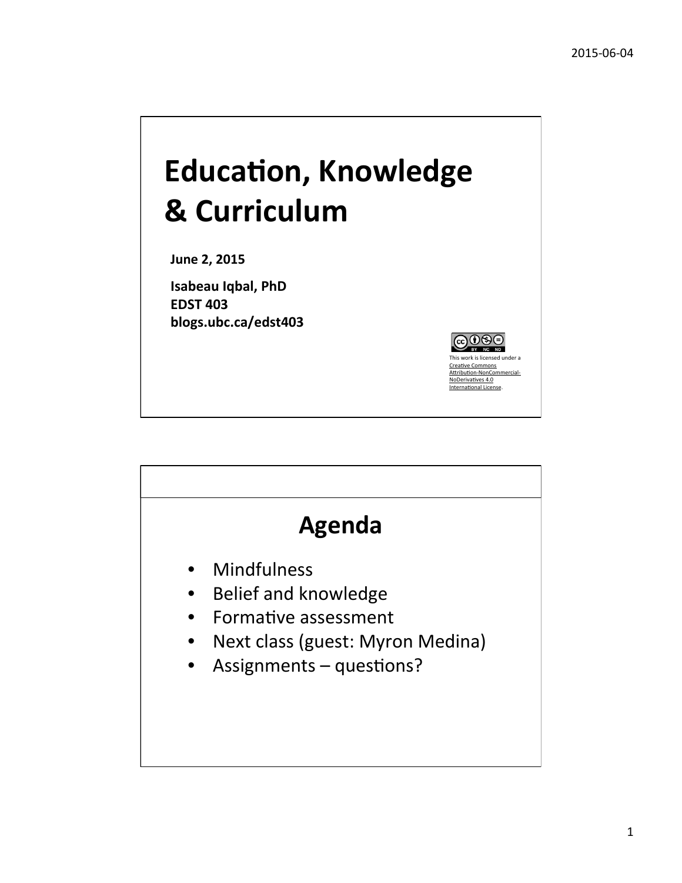# Education, Knowledge & Curriculum

**June 2, 2015**

**Isabeau Iqbal, PhD**
**EDST 403**
**blogs.ubc.ca/edst403**

This work is licensed under a Creative Commons Attribution-NonCommercial-NoDerivatives 4.0 International License.

## Agenda

- Mindfulness
- Belief and knowledge
- Formative assessment
- Next class (guest: Myron Medina)
- Assignments – questions?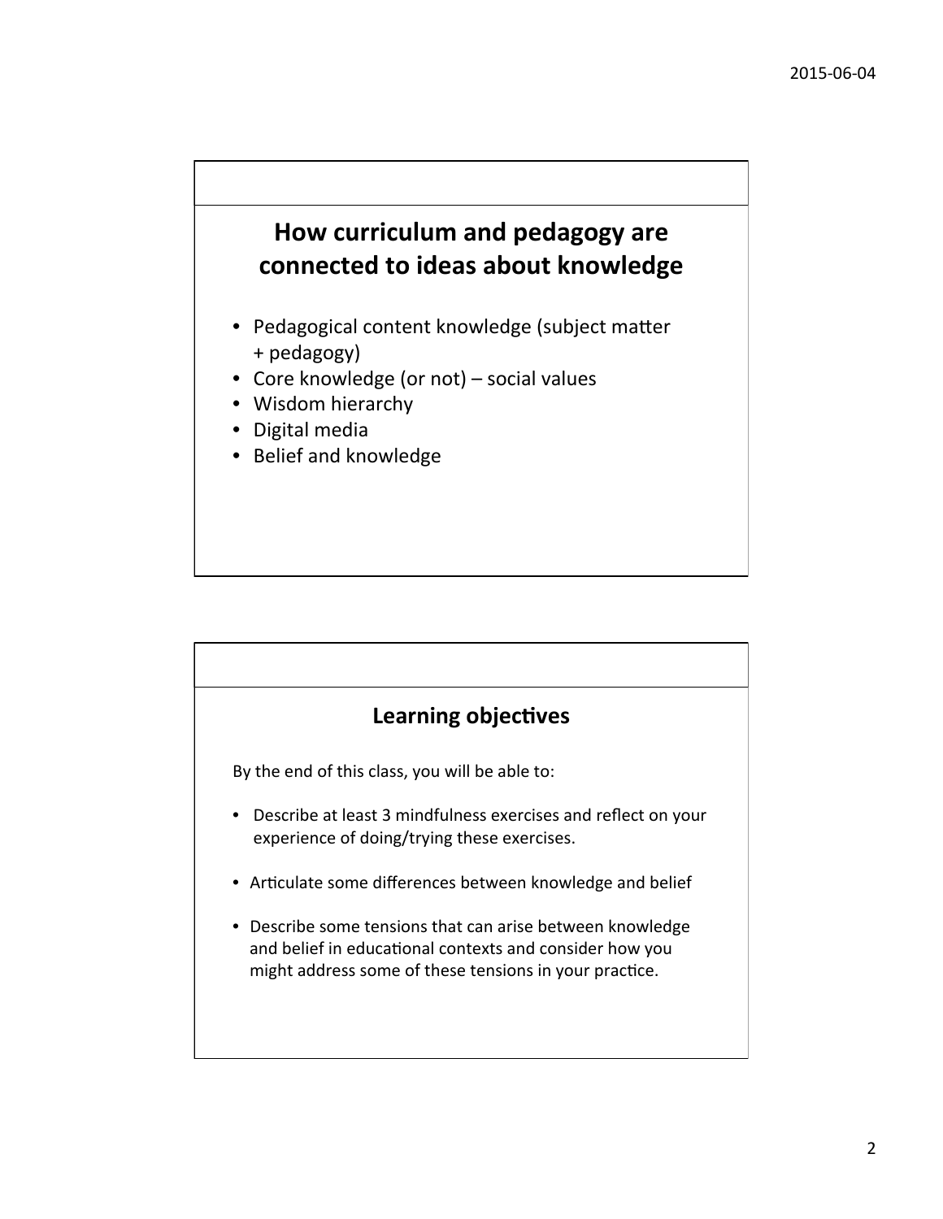## How curriculum and pedagogy are connected to ideas about knowledge

- Pedagogical content knowledge (subject matter + pedagogy)
- Core knowledge (or not) – social values
- Wisdom hierarchy
- Digital media
- Belief and knowledge

## Learning objectives

By the end of this class, you will be able to:

- Describe at least 3 mindfulness exercises and reflect on your experience of doing/trying these exercises.
- Articulate some differences between knowledge and belief
- Describe some tensions that can arise between knowledge and belief in educational contexts and consider how you might address some of these tensions in your practice.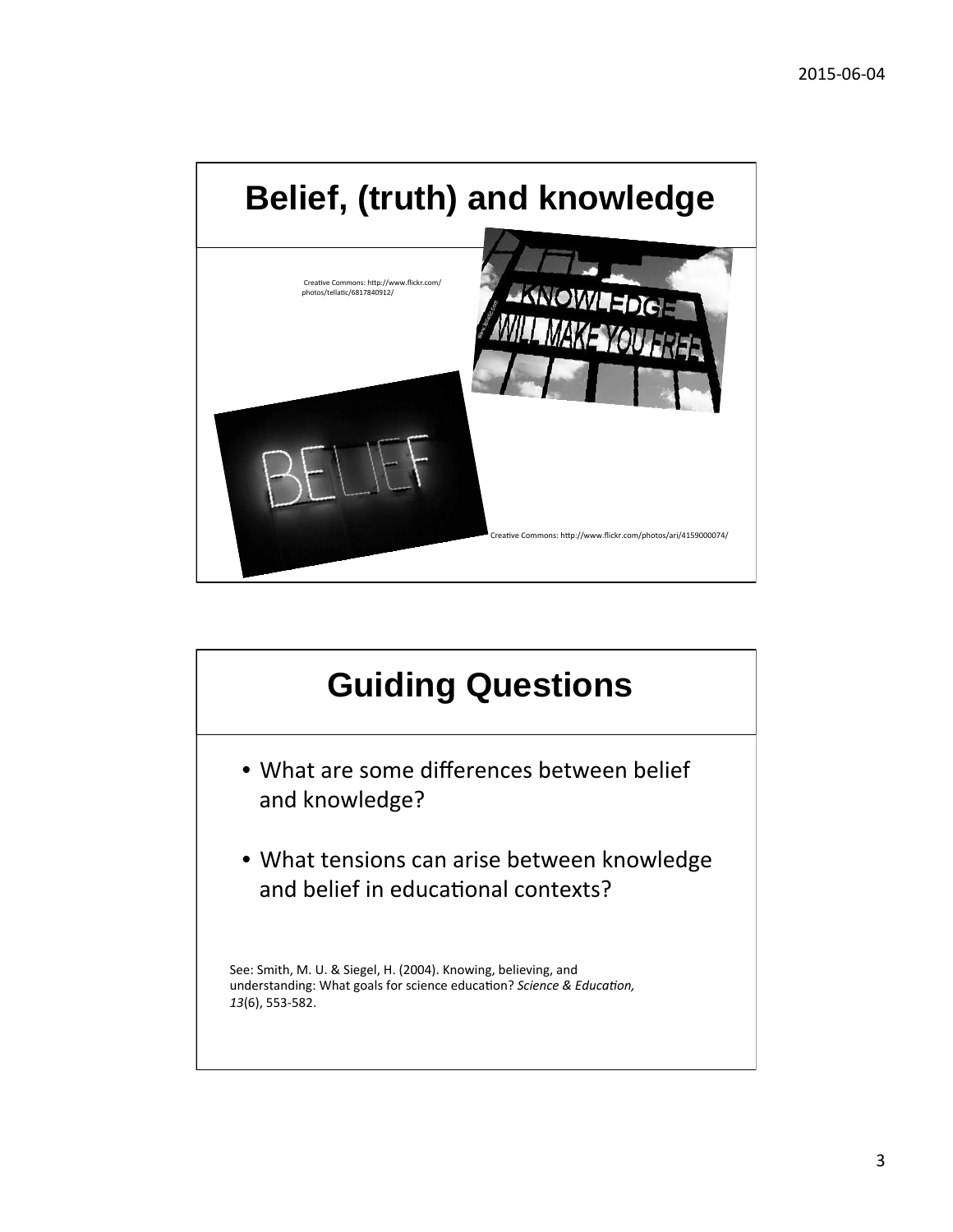# Belief, (truth) and knowledge

Creative Commons: http://www.flickr.com/photos/tellatic/6817840912/

Creative Commons: http://www.flickr.com/photos/ari/4159000074/

# Guiding Questions

- What are some differences between belief and knowledge?
- What tensions can arise between knowledge and belief in educational contexts?

See: Smith, M. U. & Siegel, H. (2004). Knowing, believing, and understanding: What goals for science education? *Science & Education, 13*(6), 553-582.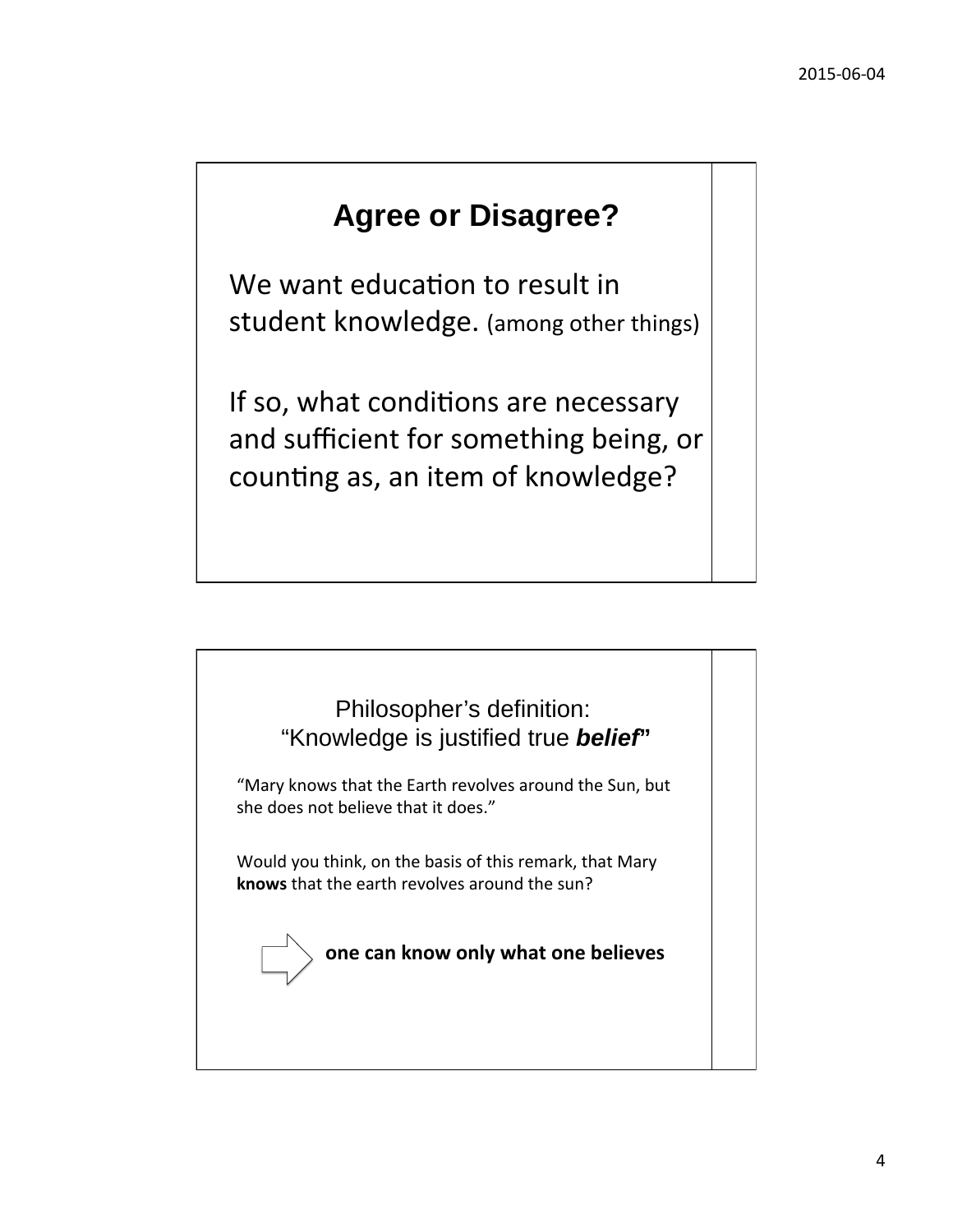## Agree or Disagree?

We want education to result in student knowledge. (among other things)

If so, what conditions are necessary and sufficient for something being, or counting as, an item of knowledge?

Philosopher's definition:
"Knowledge is justified true ***belief***"

"Mary knows that the Earth revolves around the Sun, but she does not believe that it does."

Would you think, on the basis of this remark, that Mary **knows** that the earth revolves around the sun?

⇒ **one can know only what one believes**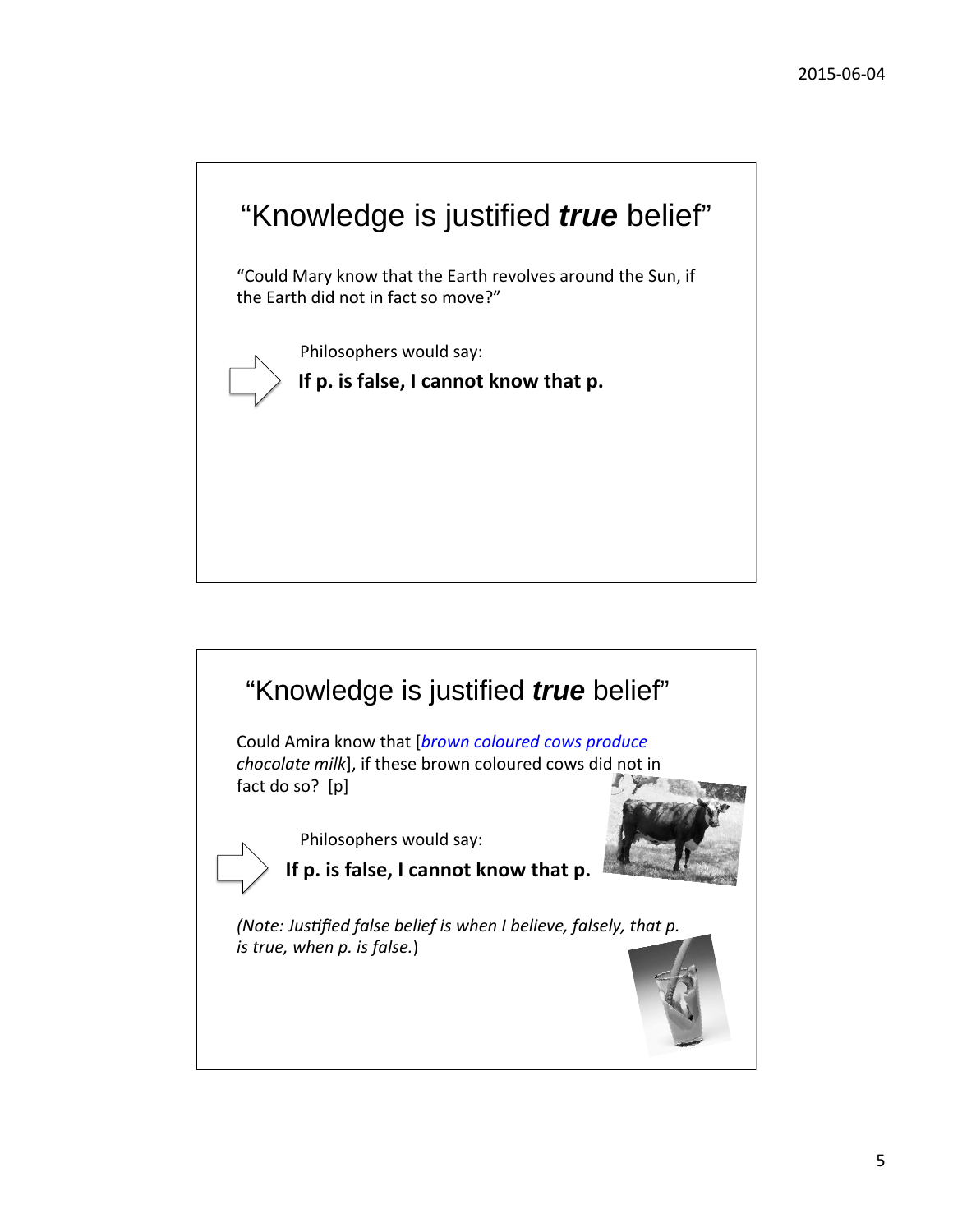## "Knowledge is justified ***true*** belief"

"Could Mary know that the Earth revolves around the Sun, if the Earth did not in fact so move?"

Philosophers would say:

**If p. is false, I cannot know that p.**

## "Knowledge is justified ***true*** belief"

Could Amira know that [*brown coloured cows produce chocolate milk*], if these brown coloured cows did not in fact do so? [p]

Philosophers would say:

**If p. is false, I cannot know that p.**

*(Note: Justified false belief is when I believe, falsely, that p. is true, when p. is false.*)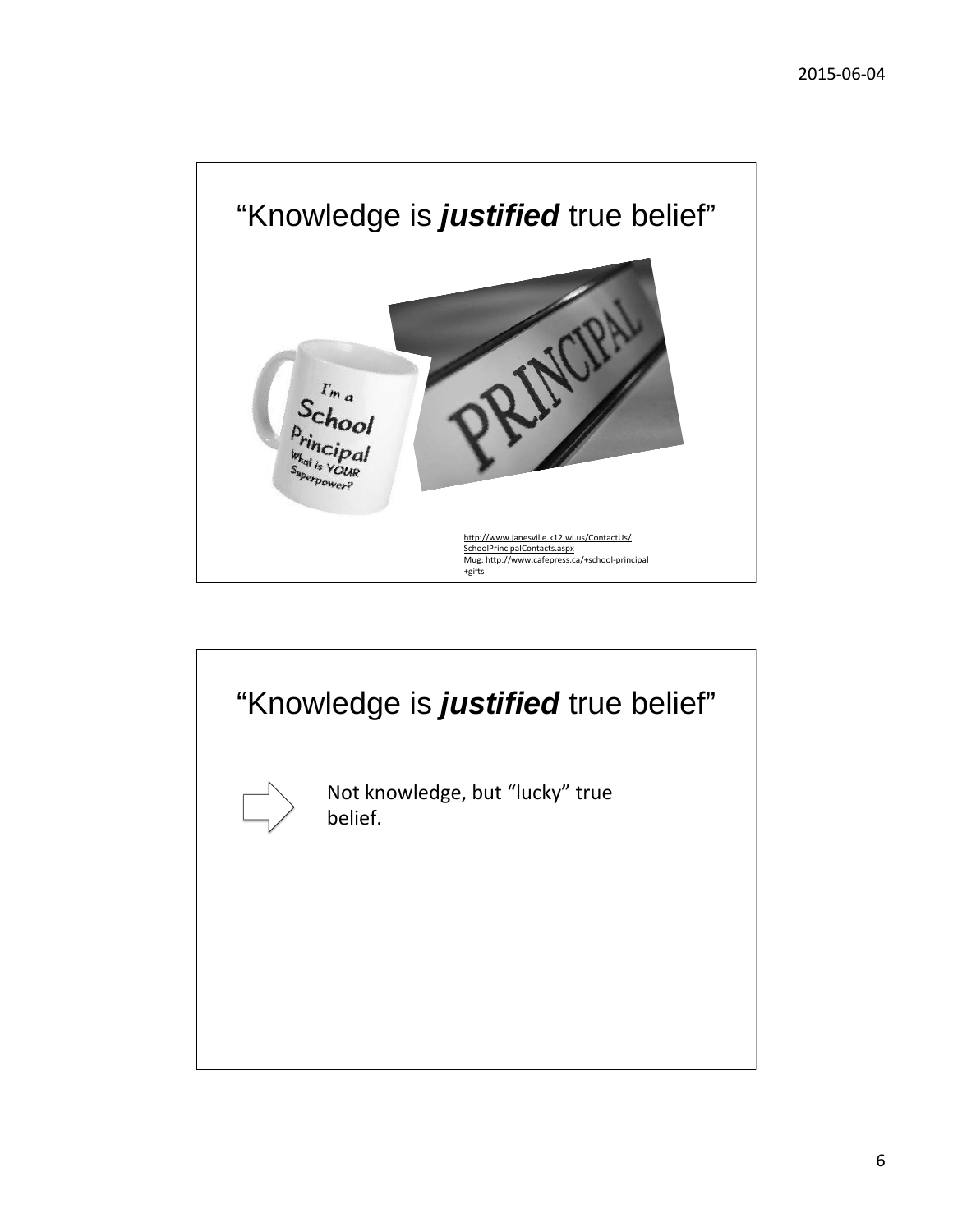## "Knowledge is ***justified*** true belief"

http://www.janesville.k12.wi.us/ContactUs/SchoolPrincipalContacts.aspx
Mug: http://www.cafepress.ca/+school-principal+gifts

## "Knowledge is ***justified*** true belief"

Not knowledge, but "lucky" true belief.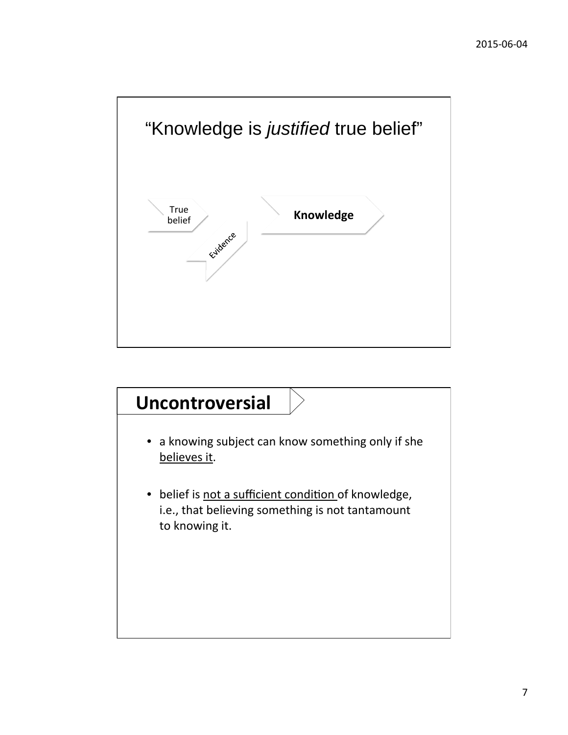## "Knowledge is *justified* true belief"

True belief

Evidence

**Knowledge**

## Uncontroversial

- a knowing subject can know something only if she believes it.
- belief is not a sufficient condition of knowledge, i.e., that believing something is not tantamount to knowing it.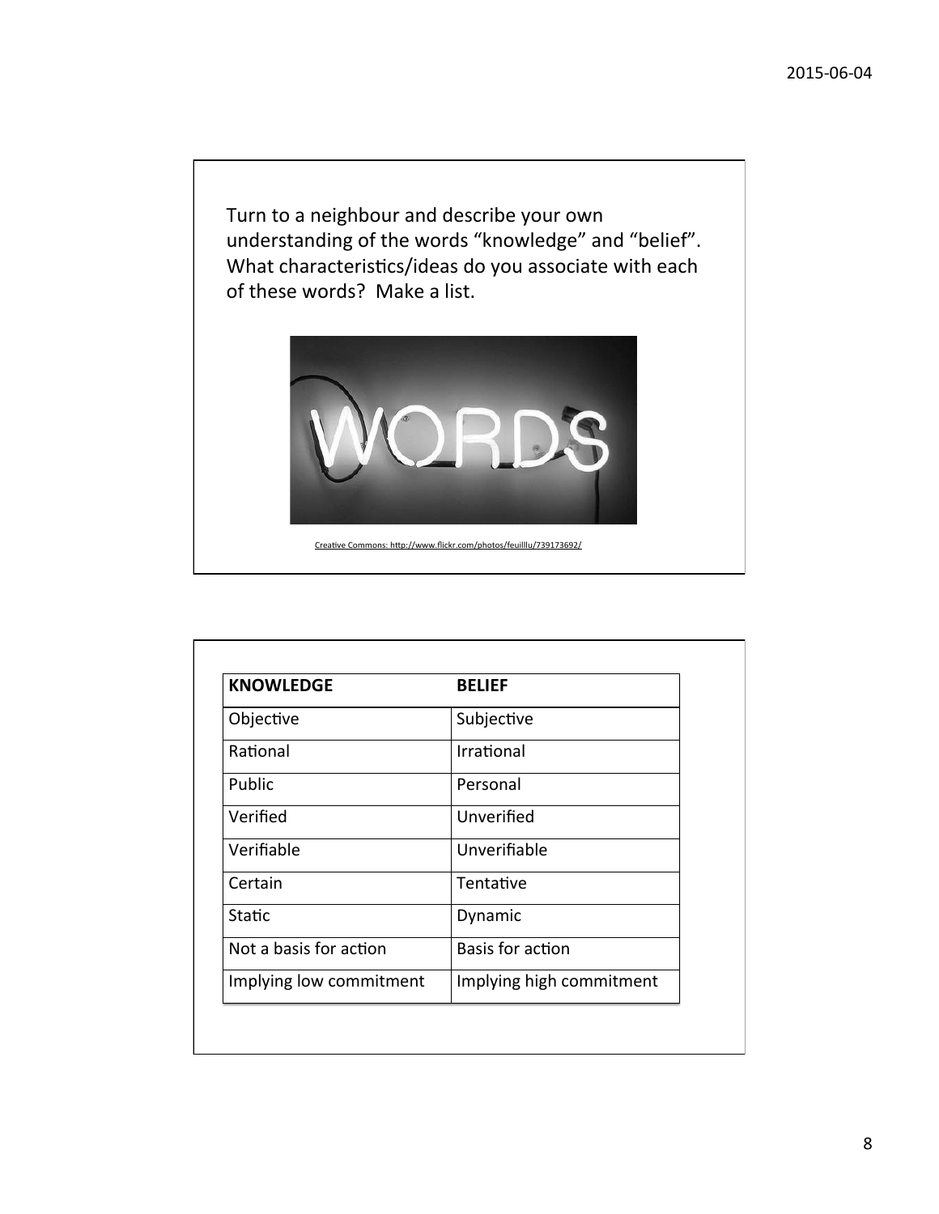Turn to a neighbour and describe your own understanding of the words "knowledge" and "belief". What characteristics/ideas do you associate with each of these words? Make a list.

Creative Commons: http://www.flickr.com/photos/feuilllu/739173692/

| KNOWLEDGE | BELIEF |
|---|---|
| Objective | Subjective |
| Rational | Irrational |
| Public | Personal |
| Verified | Unverified |
| Verifiable | Unverifiable |
| Certain | Tentative |
| Static | Dynamic |
| Not a basis for action | Basis for action |
| Implying low commitment | Implying high commitment |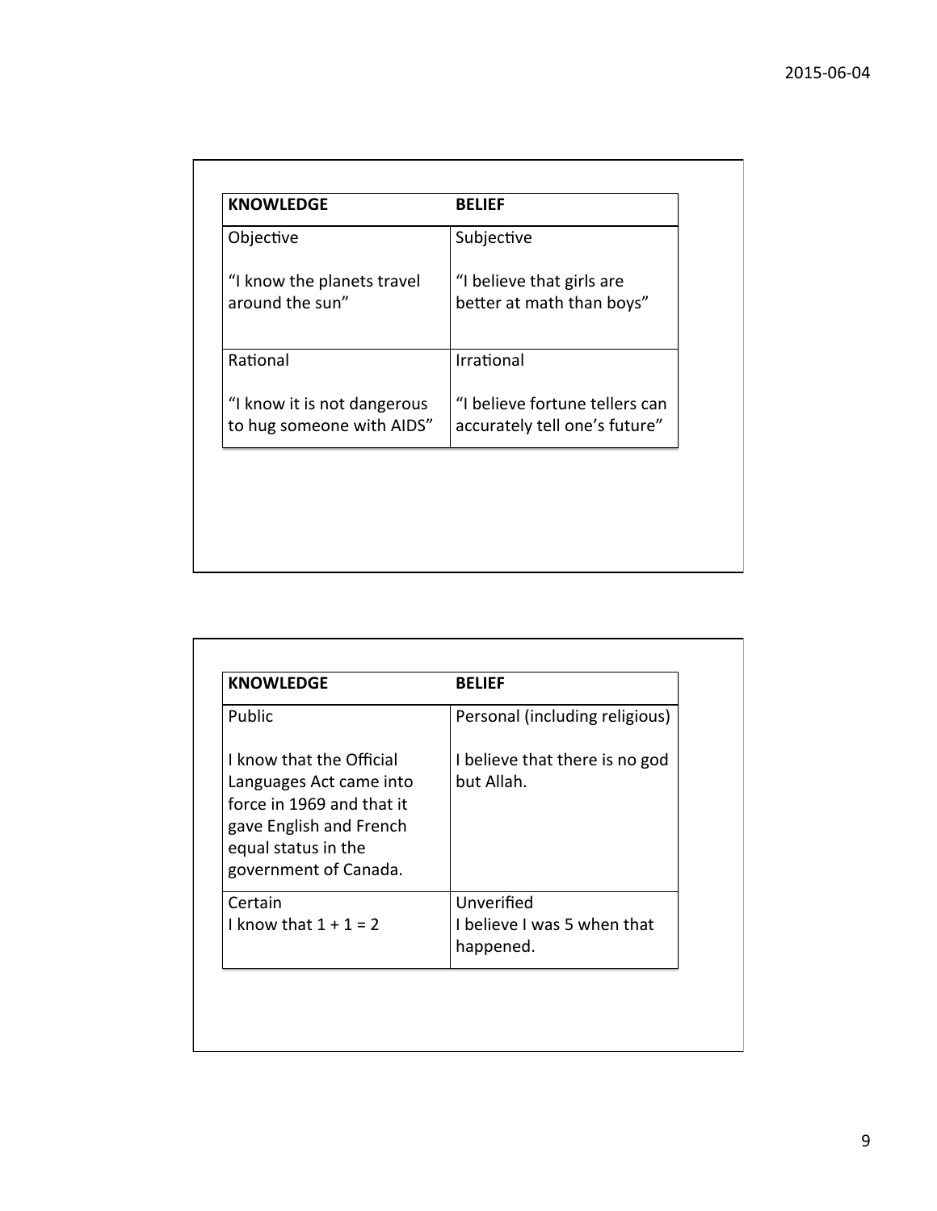| KNOWLEDGE | BELIEF |
|---|---|
| Objective<br><br>"I know the planets travel around the sun" | Subjective<br><br>"I believe that girls are better at math than boys" |
| Rational<br><br>"I know it is not dangerous to hug someone with AIDS" | Irrational<br><br>"I believe fortune tellers can accurately tell one's future" |

| KNOWLEDGE | BELIEF |
|---|---|
| Public<br><br>I know that the Official Languages Act came into force in 1969 and that it gave English and French equal status in the government of Canada. | Personal (including religious)<br><br>I believe that there is no god but Allah. |
| Certain<br>I know that 1 + 1 = 2 | Unverified<br>I believe I was 5 when that happened. |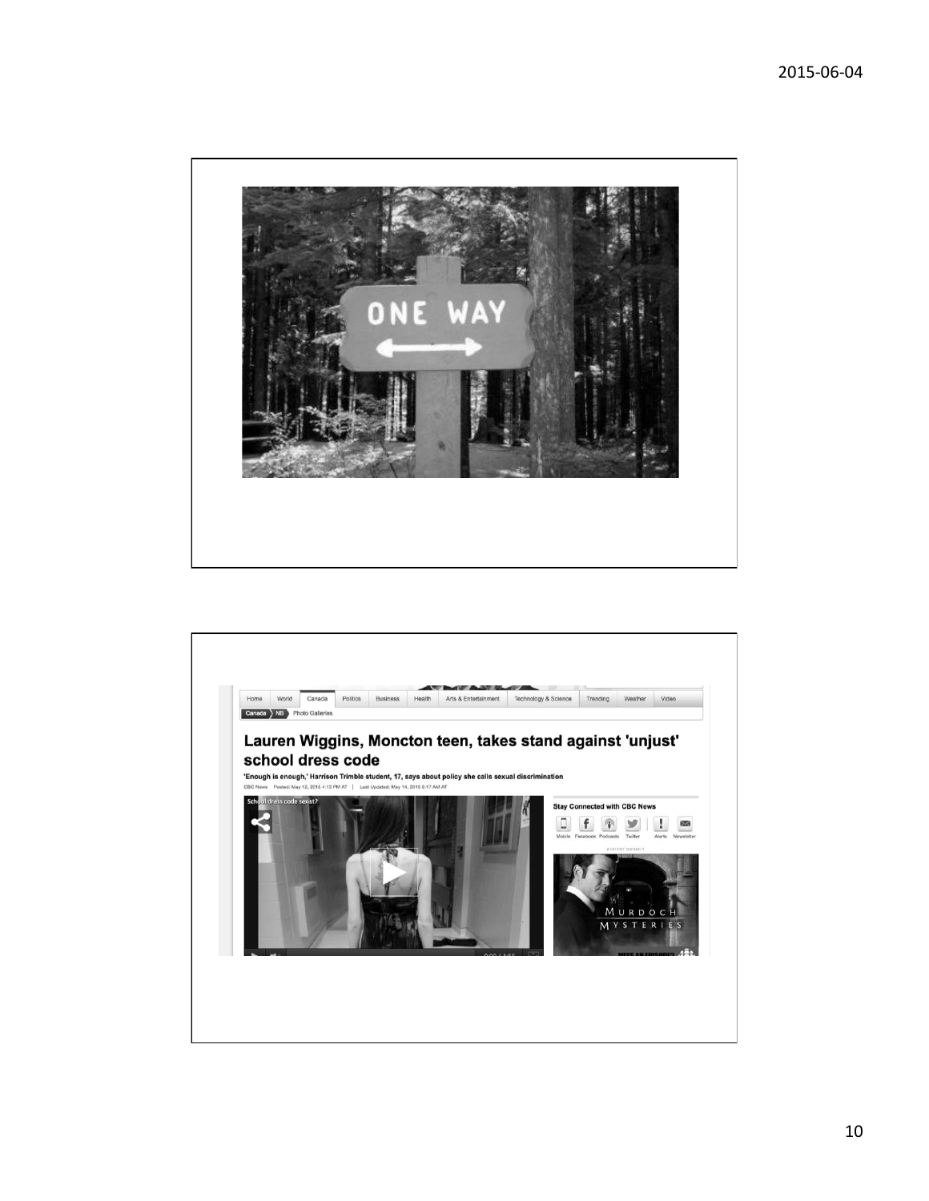ONE WAY

## Lauren Wiggins, Moncton teen, takes stand against 'unjust' school dress code

**'Enough is enough,' Harrison Trimble student, 17, says about policy she calls sexual discrimination**

CBC News Posted: May 12, 2015 4:13 PM AT | Last Updated: May 14, 2015 8:17 AM AT

School dress code sexist?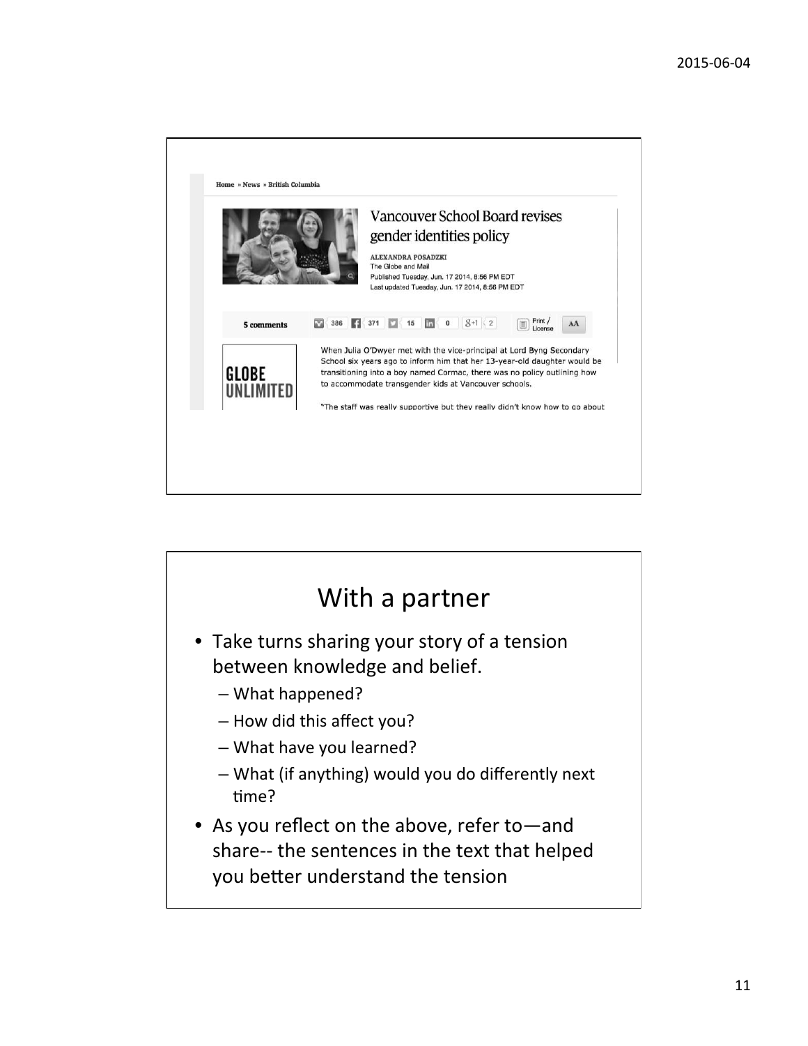Home » News » British Columbia

## Vancouver School Board revises gender identities policy

ALEXANDRA POSADZKI
The Globe and Mail
Published Tuesday, Jun. 17 2014, 8:56 PM EDT
Last updated Tuesday, Jun. 17 2014, 8:56 PM EDT

5 comments | 386 | 371 | 15 | 0 | 2 | Print / License | AA

GLOBE UNLIMITED

When Julia O'Dwyer met with the vice-principal at Lord Byng Secondary School six years ago to inform him that her 13-year-old daughter would be transitioning into a boy named Cormac, there was no policy outlining how to accommodate transgender kids at Vancouver schools.

"The staff was really supportive but they really didn't know how to go about

# With a partner

- Take turns sharing your story of a tension between knowledge and belief.
  - What happened?
  - How did this affect you?
  - What have you learned?
  - What (if anything) would you do differently next time?
- As you reflect on the above, refer to—and share-- the sentences in the text that helped you better understand the tension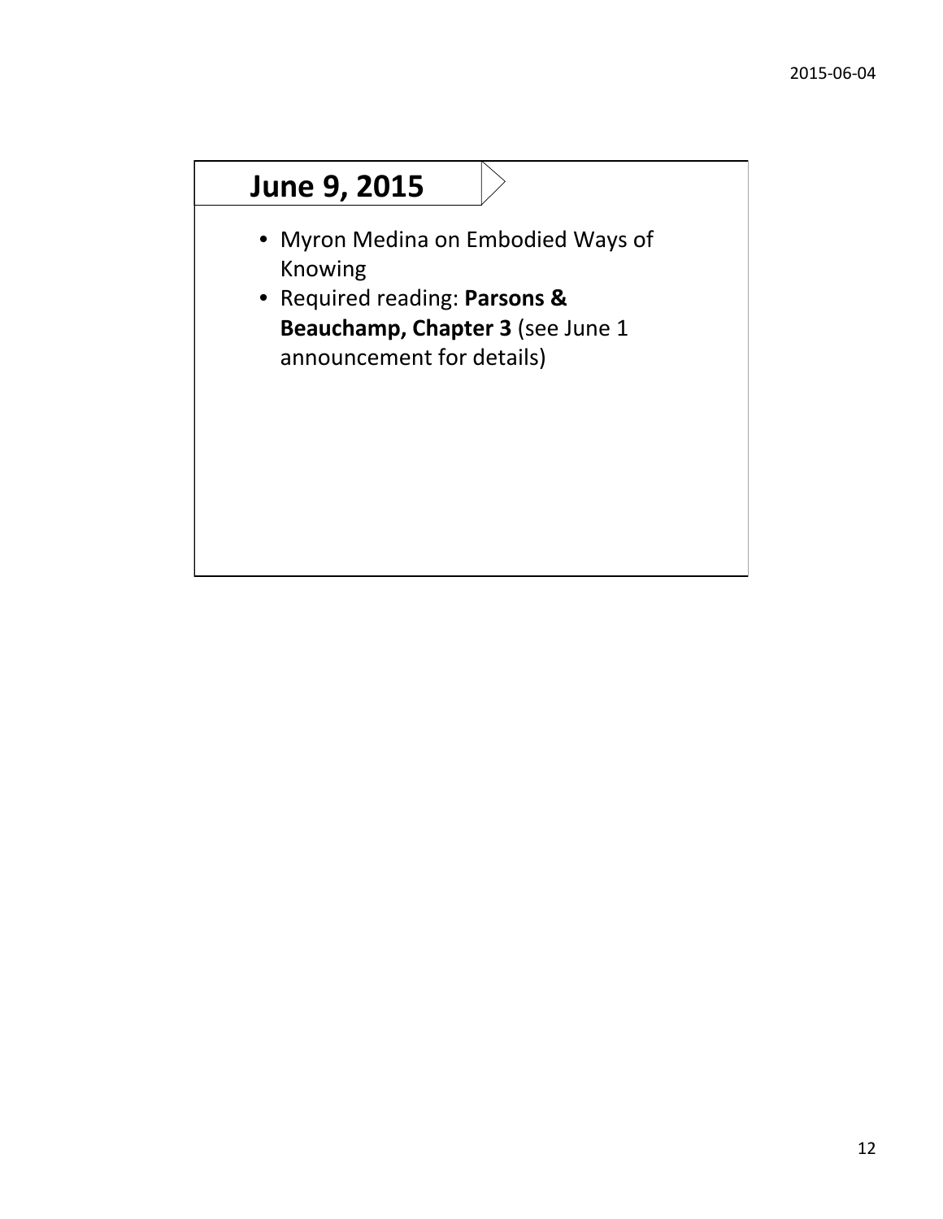# June 9, 2015

- Myron Medina on Embodied Ways of Knowing
- Required reading: **Parsons & Beauchamp, Chapter 3** (see June 1 announcement for details)